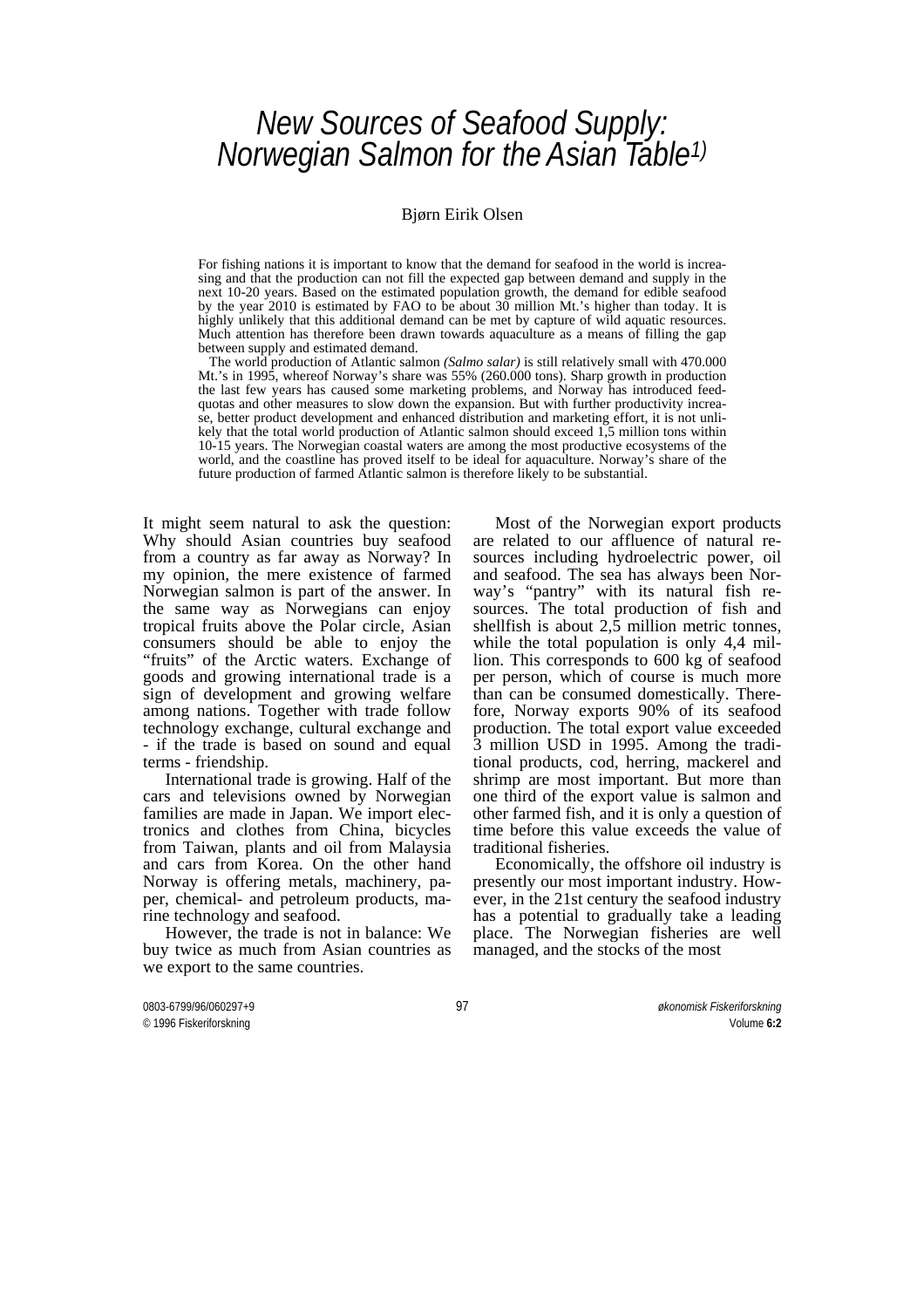# New Sources of Seafood Supply: Norwegian Salmon for the Asian Table[1)]

Bjørn Eirik Olsen

For fishing nations it is important to know that the demand for seafood in the world is increasing and that the production can not fill the expected gap between demand and supply in the next 10-20 years. Based on the estimated population growth, the demand for edible seafood by the year 2010 is estimated by FAO to be about 30 million Mt.'s higher than today. It is highly unlikely that this additional demand can be met by capture of wild aquatic resources. Much attention has therefore been drawn towards aquaculture as a means of filling the gap between supply and estimated demand.

The world production of Atlantic salmon *(Salmo salar)* is still relatively small with 470.000 Mt.'s in 1995, whereof Norway's share was 55% (260.000 tons). Sharp growth in production the last few years has caused some marketing problems, and Norway has introduced feed-quotas and other measures to slow down the expansion. But with further productivity increase, better product development and enhanced distribution and marketing effort, it is not unlikely that the total world production of Atlantic salmon should exceed 1,5 million tons within 10-15 years. The Norwegian coastal waters are among the most productive ecosystems of the world, and the coastline has proved itself to be ideal for aquaculture. Norway's share of the future production of farmed Atlantic salmon is therefore likely to be substantial.

It might seem natural to ask the question: Why should Asian countries buy seafood from a country as far away as Norway? In my opinion, the mere existence of farmed Norwegian salmon is part of the answer. In the same way as Norwegians can enjoy tropical fruits above the Polar circle, Asian consumers should be able to enjoy the "fruits" of the Arctic waters. Exchange of goods and growing international trade is a sign of development and growing welfare among nations. Together with trade follow technology exchange, cultural exchange and - if the trade is based on sound and equal terms - friendship.

International trade is growing. Half of the cars and televisions owned by Norwegian families are made in Japan. We import electronics and clothes from China, bicycles from Taiwan, plants and oil from Malaysia and cars from Korea. On the other hand Norway is offering metals, machinery, paper, chemical- and petroleum products, marine technology and seafood.

However, the trade is not in balance: We buy twice as much from Asian countries as we export to the same countries.

Most of the Norwegian export products are related to our affluence of natural resources including hydroelectric power, oil and seafood. The sea has always been Norway's "pantry" with its natural fish resources. The total production of fish and shellfish is about 2,5 million metric tonnes, while the total population is only 4,4 million. This corresponds to 600 kg of seafood per person, which of course is much more than can be consumed domestically. Therefore, Norway exports 90% of its seafood production. The total export value exceeded 3 million USD in 1995. Among the traditional products, cod, herring, mackerel and shrimp are most important. But more than one third of the export value is salmon and other farmed fish, and it is only a question of time before this value exceeds the value of traditional fisheries.

Economically, the offshore oil industry is presently our most important industry. However, in the 21st century the seafood industry has a potential to gradually take a leading place. The Norwegian fisheries are well managed, and the stocks of the most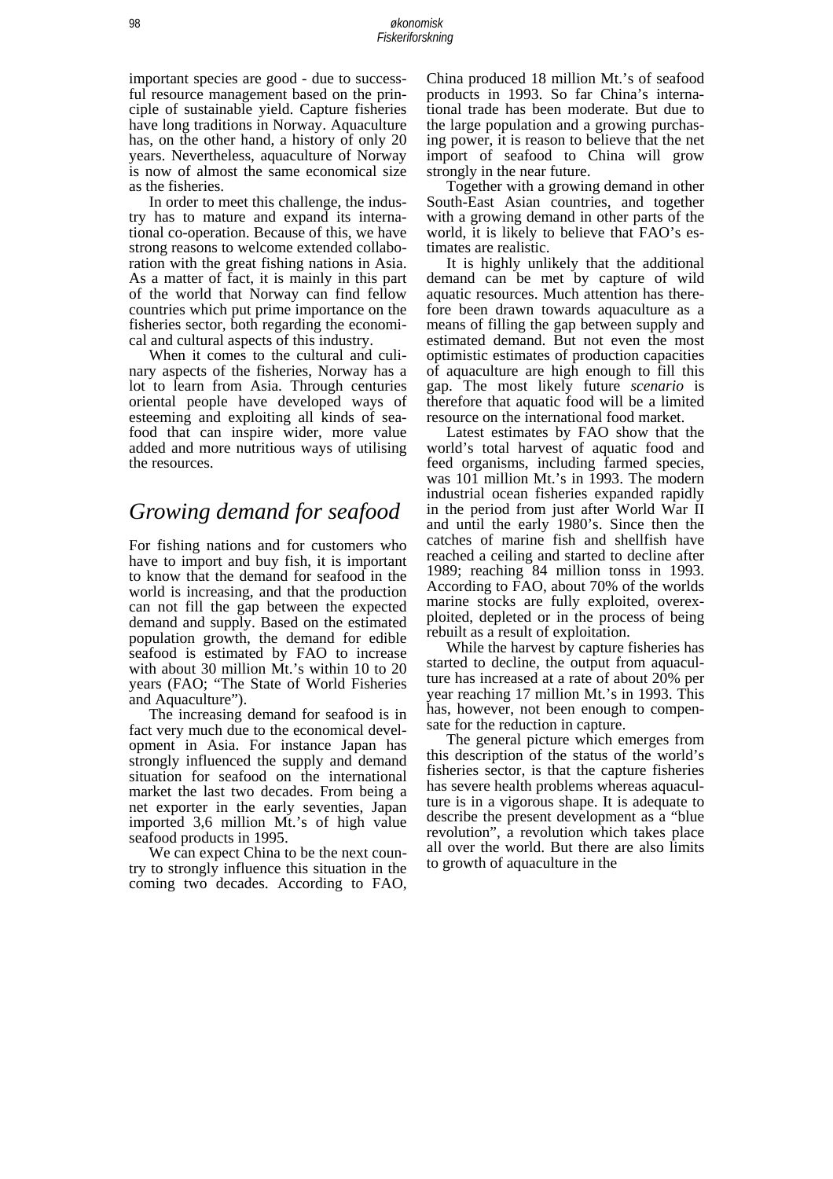important species are good - due to successful resource management based on the principle of sustainable yield. Capture fisheries have long traditions in Norway. Aquaculture has, on the other hand, a history of only 20 years. Nevertheless, aquaculture of Norway is now of almost the same economical size as the fisheries.

In order to meet this challenge, the industry has to mature and expand its international co-operation. Because of this, we have strong reasons to welcome extended collaboration with the great fishing nations in Asia. As a matter of fact, it is mainly in this part of the world that Norway can find fellow countries which put prime importance on the fisheries sector, both regarding the economical and cultural aspects of this industry.

When it comes to the cultural and culinary aspects of the fisheries, Norway has a lot to learn from Asia. Through centuries oriental people have developed ways of esteeming and exploiting all kinds of seafood that can inspire wider, more value added and more nutritious ways of utilising the resources.

## *Growing demand for seafood*

For fishing nations and for customers who have to import and buy fish, it is important to know that the demand for seafood in the world is increasing, and that the production can not fill the gap between the expected demand and supply. Based on the estimated population growth, the demand for edible seafood is estimated by FAO to increase with about 30 million Mt.'s within 10 to 20 years (FAO; "The State of World Fisheries and Aquaculture").

The increasing demand for seafood is in fact very much due to the economical development in Asia. For instance Japan has strongly influenced the supply and demand situation for seafood on the international market the last two decades. From being a net exporter in the early seventies, Japan imported 3,6 million Mt.'s of high value seafood products in 1995.

We can expect China to be the next country to strongly influence this situation in the coming two decades. According to FAO, China produced 18 million Mt.'s of seafood products in 1993. So far China's international trade has been moderate. But due to the large population and a growing purchasing power, it is reason to believe that the net import of seafood to China will grow strongly in the near future.

Together with a growing demand in other South-East Asian countries, and together with a growing demand in other parts of the world, it is likely to believe that FAO's estimates are realistic.

It is highly unlikely that the additional demand can be met by capture of wild aquatic resources. Much attention has therefore been drawn towards aquaculture as a means of filling the gap between supply and estimated demand. But not even the most optimistic estimates of production capacities of aquaculture are high enough to fill this gap. The most likely future *scenario* is therefore that aquatic food will be a limited resource on the international food market.

Latest estimates by FAO show that the world's total harvest of aquatic food and feed organisms, including farmed species, was 101 million Mt.'s in 1993. The modern industrial ocean fisheries expanded rapidly in the period from just after World War II and until the early 1980's. Since then the catches of marine fish and shellfish have reached a ceiling and started to decline after 1989; reaching 84 million tonss in 1993. According to FAO, about 70% of the worlds marine stocks are fully exploited, overexploited, depleted or in the process of being rebuilt as a result of exploitation.

While the harvest by capture fisheries has started to decline, the output from aquaculture has increased at a rate of about 20% per year reaching 17 million Mt.'s in 1993. This has, however, not been enough to compensate for the reduction in capture.

The general picture which emerges from this description of the status of the world's fisheries sector, is that the capture fisheries has severe health problems whereas aquaculture is in a vigorous shape. It is adequate to describe the present development as a "blue revolution", a revolution which takes place all over the world. But there are also limits to growth of aquaculture in the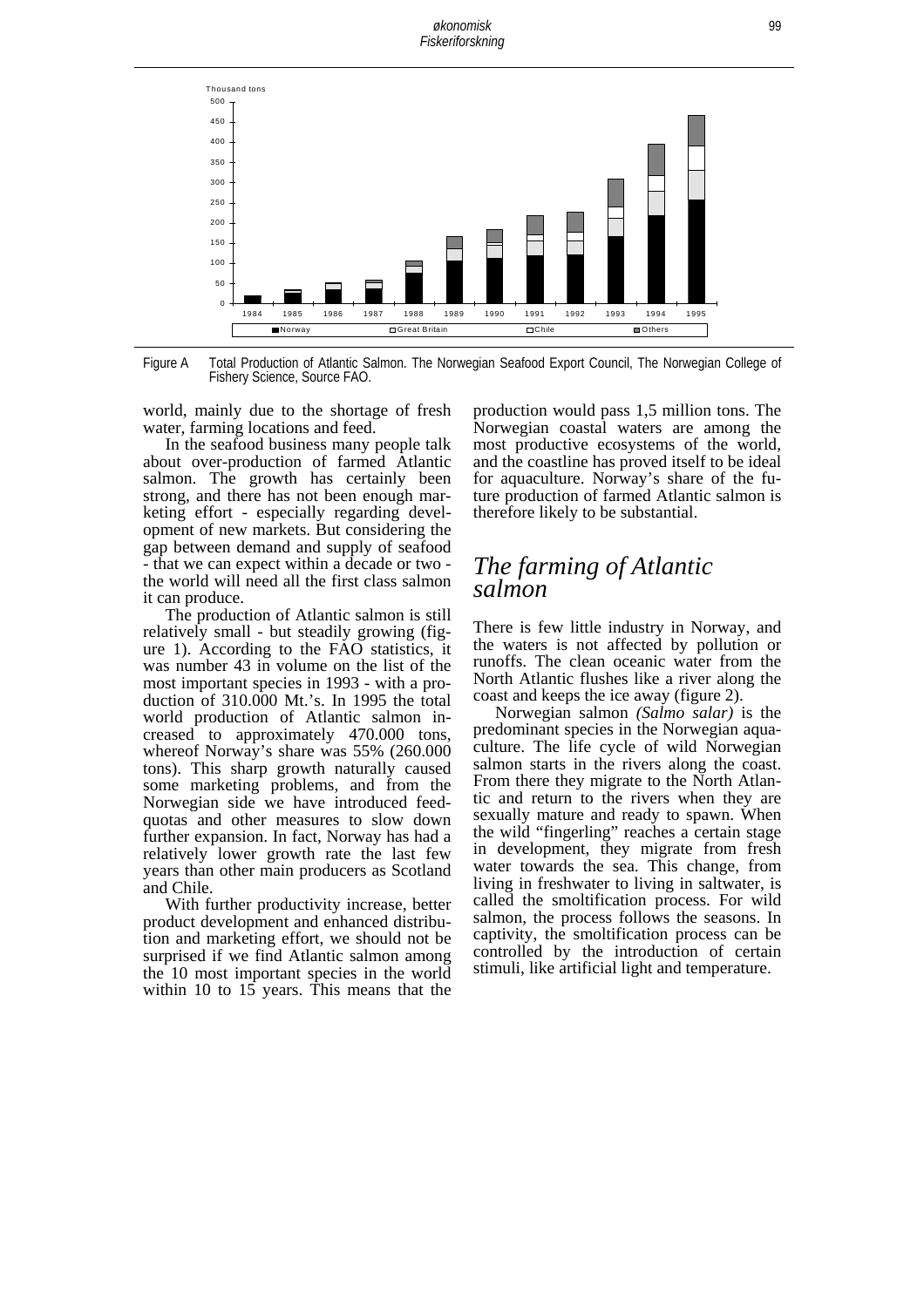Figure A  Total Production of Atlantic Salmon. The Norwegian Seafood Export Council, The Norwegian College of Fishery Science, Source FAO.

world, mainly due to the shortage of fresh water, farming locations and feed.

In the seafood business many people talk about over-production of farmed Atlantic salmon. The growth has certainly been strong, and there has not been enough marketing effort - especially regarding development of new markets. But considering the gap between demand and supply of seafood - that we can expect within a decade or two - the world will need all the first class salmon it can produce.

The production of Atlantic salmon is still relatively small - but steadily growing (figure 1). According to the FAO statistics, it was number 43 in volume on the list of the most important species in 1993 - with a production of 310.000 Mt.'s. In 1995 the total world production of Atlantic salmon increased to approximately 470.000 tons, whereof Norway's share was 55% (260.000 tons). This sharp growth naturally caused some marketing problems, and from the Norwegian side we have introduced feed-quotas and other measures to slow down further expansion. In fact, Norway has had a relatively lower growth rate the last few years than other main producers as Scotland and Chile.

With further productivity increase, better product development and enhanced distribution and marketing effort, we should not be surprised if we find Atlantic salmon among the 10 most important species in the world within 10 to 15 years. This means that the production would pass 1,5 million tons. The Norwegian coastal waters are among the most productive ecosystems of the world, and the coastline has proved itself to be ideal for aquaculture. Norway's share of the future production of farmed Atlantic salmon is therefore likely to be substantial.

## The farming of Atlantic salmon

There is few little industry in Norway, and the waters is not affected by pollution or runoffs. The clean oceanic water from the North Atlantic flushes like a river along the coast and keeps the ice away (figure 2).

Norwegian salmon *(Salmo salar)* is the predominant species in the Norwegian aquaculture. The life cycle of wild Norwegian salmon starts in the rivers along the coast. From there they migrate to the North Atlantic and return to the rivers when they are sexually mature and ready to spawn. When the wild "fingerling" reaches a certain stage in development, they migrate from fresh water towards the sea. This change, from living in freshwater to living in saltwater, is called the smoltification process. For wild salmon, the process follows the seasons. In captivity, the smoltification process can be controlled by the introduction of certain stimuli, like artificial light and temperature.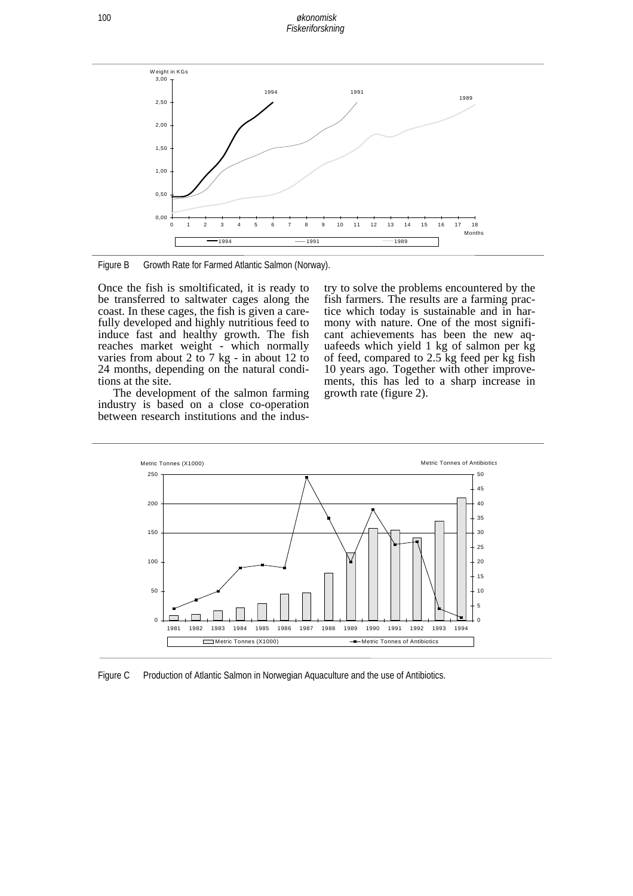Figure B Growth Rate for Farmed Atlantic Salmon (Norway).

Once the fish is smoltificated, it is ready to be transferred to saltwater cages along the coast. In these cages, the fish is given a carefully developed and highly nutritious feed to induce fast and healthy growth. The fish reaches market weight - which normally varies from about 2 to 7 kg - in about 12 to 24 months, depending on the natural conditions at the site.

The development of the salmon farming industry is based on a close co-operation between research institutions and the industry to solve the problems encountered by the fish farmers. The results are a farming practice which today is sustainable and in harmony with nature. One of the most significant achievements has been the new aquafeeds which yield 1 kg of salmon per kg of feed, compared to 2.5 kg feed per kg fish 10 years ago. Together with other improvements, this has led to a sharp increase in growth rate (figure 2).

Figure C Production of Atlantic Salmon in Norwegian Aquaculture and the use of Antibiotics.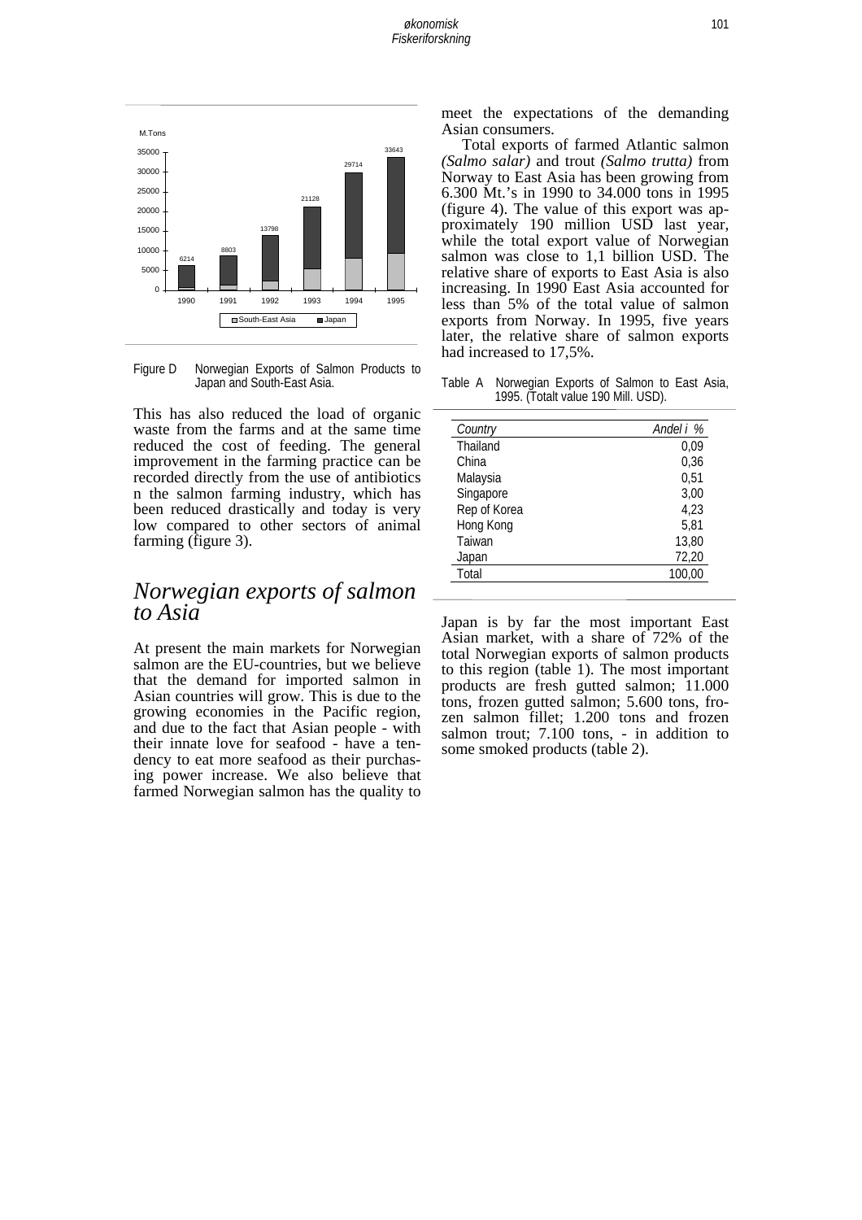Figure D Norwegian Exports of Salmon Products to Japan and South-East Asia.

This has also reduced the load of organic waste from the farms and at the same time reduced the cost of feeding. The general improvement in the farming practice can be recorded directly from the use of antibiotics n the salmon farming industry, which has been reduced drastically and today is very low compared to other sectors of animal farming (figure 3).

# Norwegian exports of salmon to Asia

At present the main markets for Norwegian salmon are the EU-countries, but we believe that the demand for imported salmon in Asian countries will grow. This is due to the growing economies in the Pacific region, and due to the fact that Asian people - with their innate love for seafood - have a tendency to eat more seafood as their purchasing power increase. We also believe that farmed Norwegian salmon has the quality to meet the expectations of the demanding Asian consumers.

Total exports of farmed Atlantic salmon *(Salmo salar)* and trout *(Salmo trutta)* from Norway to East Asia has been growing from 6.300 Mt.'s in 1990 to 34.000 tons in 1995 (figure 4). The value of this export was approximately 190 million USD last year, while the total export value of Norwegian salmon was close to 1,1 billion USD. The relative share of exports to East Asia is also increasing. In 1990 East Asia accounted for less than 5% of the total value of salmon exports from Norway. In 1995, five years later, the relative share of salmon exports had increased to 17,5%.

Table A Norwegian Exports of Salmon to East Asia, 1995. (Totalt value 190 Mill. USD).

| *Country* | *Andel i %* |
|---|---|
| Thailand | 0,09 |
| China | 0,36 |
| Malaysia | 0,51 |
| Singapore | 3,00 |
| Rep of Korea | 4,23 |
| Hong Kong | 5,81 |
| Taiwan | 13,80 |
| Japan | 72,20 |
| Total | 100,00 |

Japan is by far the most important East Asian market, with a share of 72% of the total Norwegian exports of salmon products to this region (table 1). The most important products are fresh gutted salmon; 11.000 tons, frozen gutted salmon; 5.600 tons, frozen salmon fillet; 1.200 tons and frozen salmon trout; 7.100 tons, - in addition to some smoked products (table 2).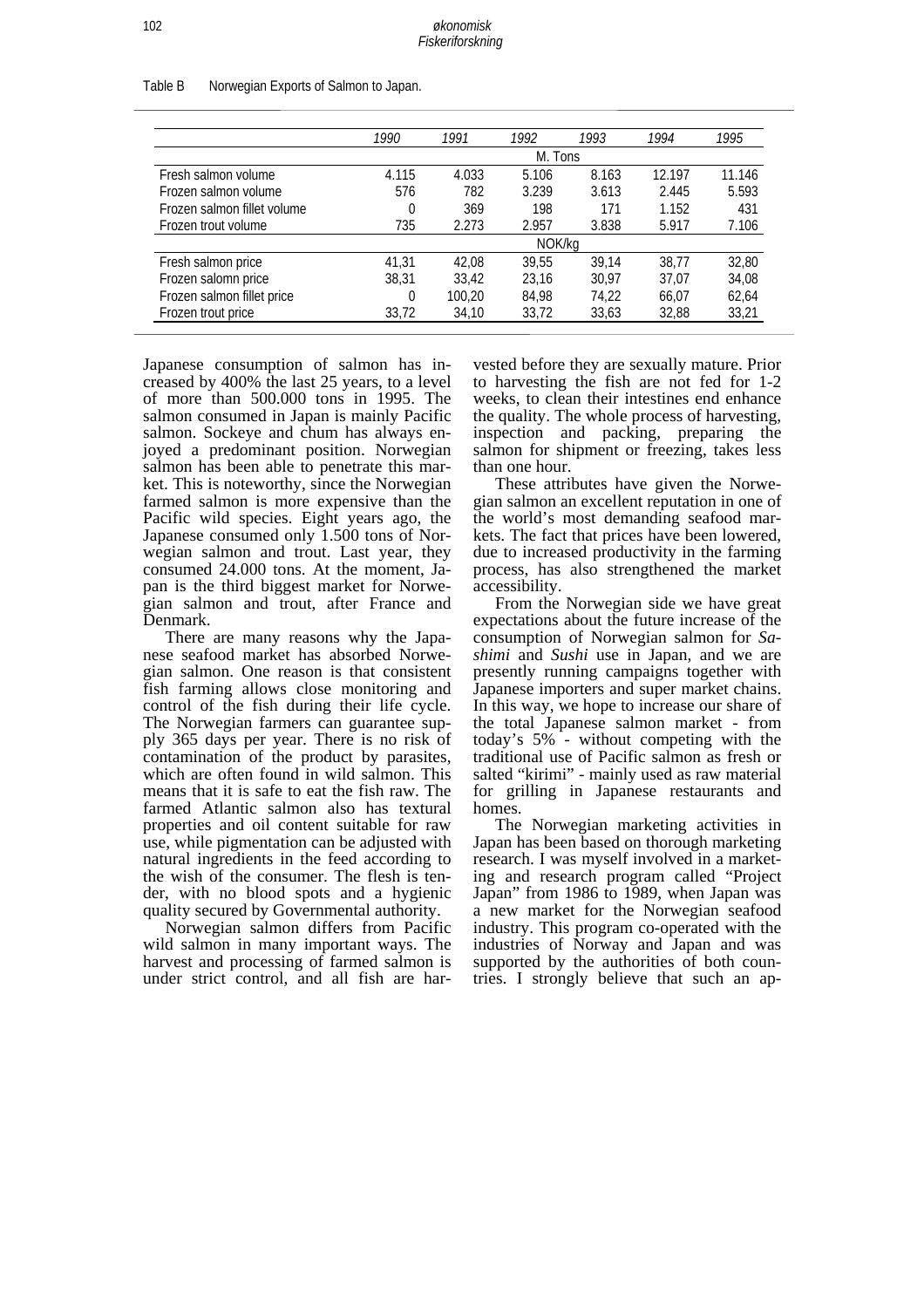Table B Norwegian Exports of Salmon to Japan.

| | 1990 | 1991 | 1992 | 1993 | 1994 | 1995 |
|---|---|---|---|---|---|---|
| | | | M. Tons | | | |
| Fresh salmon volume | 4.115 | 4.033 | 5.106 | 8.163 | 12.197 | 11.146 |
| Frozen salmon volume | 576 | 782 | 3.239 | 3.613 | 2.445 | 5.593 |
| Frozen salmon fillet volume | 0 | 369 | 198 | 171 | 1.152 | 431 |
| Frozen trout volume | 735 | 2.273 | 2.957 | 3.838 | 5.917 | 7.106 |
| | | | NOK/kg | | | |
| Fresh salmon price | 41,31 | 42,08 | 39,55 | 39,14 | 38,77 | 32,80 |
| Frozen salomn price | 38,31 | 33,42 | 23,16 | 30,97 | 37,07 | 34,08 |
| Frozen salmon fillet price | 0 | 100,20 | 84,98 | 74,22 | 66,07 | 62,64 |
| Frozen trout price | 33,72 | 34,10 | 33,72 | 33,63 | 32,88 | 33,21 |

Japanese consumption of salmon has increased by 400% the last 25 years, to a level of more than 500.000 tons in 1995. The salmon consumed in Japan is mainly Pacific salmon. Sockeye and chum has always enjoyed a predominant position. Norwegian salmon has been able to penetrate this market. This is noteworthy, since the Norwegian farmed salmon is more expensive than the Pacific wild species. Eight years ago, the Japanese consumed only 1.500 tons of Norwegian salmon and trout. Last year, they consumed 24.000 tons. At the moment, Japan is the third biggest market for Norwegian salmon and trout, after France and Denmark.

There are many reasons why the Japanese seafood market has absorbed Norwegian salmon. One reason is that consistent fish farming allows close monitoring and control of the fish during their life cycle. The Norwegian farmers can guarantee supply 365 days per year. There is no risk of contamination of the product by parasites, which are often found in wild salmon. This means that it is safe to eat the fish raw. The farmed Atlantic salmon also has textural properties and oil content suitable for raw use, while pigmentation can be adjusted with natural ingredients in the feed according to the wish of the consumer. The flesh is tender, with no blood spots and a hygienic quality secured by Governmental authority.

Norwegian salmon differs from Pacific wild salmon in many important ways. The harvest and processing of farmed salmon is under strict control, and all fish are harvested before they are sexually mature. Prior to harvesting the fish are not fed for 1-2 weeks, to clean their intestines end enhance the quality. The whole process of harvesting, inspection and packing, preparing the salmon for shipment or freezing, takes less than one hour.

These attributes have given the Norwegian salmon an excellent reputation in one of the world's most demanding seafood markets. The fact that prices have been lowered, due to increased productivity in the farming process, has also strengthened the market accessibility.

From the Norwegian side we have great expectations about the future increase of the consumption of Norwegian salmon for *Sashimi* and *Sushi* use in Japan, and we are presently running campaigns together with Japanese importers and super market chains. In this way, we hope to increase our share of the total Japanese salmon market - from today's 5% - without competing with the traditional use of Pacific salmon as fresh or salted "kirimi" - mainly used as raw material for grilling in Japanese restaurants and homes.

The Norwegian marketing activities in Japan has been based on thorough marketing research. I was myself involved in a marketing and research program called "Project Japan" from 1986 to 1989, when Japan was a new market for the Norwegian seafood industry. This program co-operated with the industries of Norway and Japan and was supported by the authorities of both countries. I strongly believe that such an ap-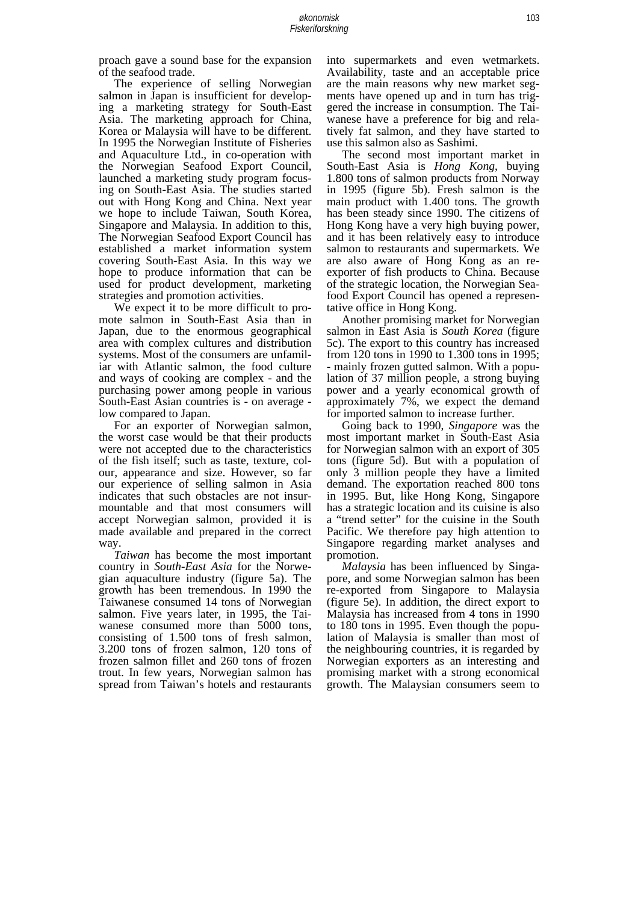proach gave a sound base for the expansion of the seafood trade.

The experience of selling Norwegian salmon in Japan is insufficient for developing a marketing strategy for South-East Asia. The marketing approach for China, Korea or Malaysia will have to be different. In 1995 the Norwegian Institute of Fisheries and Aquaculture Ltd., in co-operation with the Norwegian Seafood Export Council, launched a marketing study program focusing on South-East Asia. The studies started out with Hong Kong and China. Next year we hope to include Taiwan, South Korea, Singapore and Malaysia. In addition to this, The Norwegian Seafood Export Council has established a market information system covering South-East Asia. In this way we hope to produce information that can be used for product development, marketing strategies and promotion activities.

We expect it to be more difficult to promote salmon in South-East Asia than in Japan, due to the enormous geographical area with complex cultures and distribution systems. Most of the consumers are unfamiliar with Atlantic salmon, the food culture and ways of cooking are complex - and the purchasing power among people in various South-East Asian countries is - on average - low compared to Japan.

For an exporter of Norwegian salmon, the worst case would be that their products were not accepted due to the characteristics of the fish itself; such as taste, texture, colour, appearance and size. However, so far our experience of selling salmon in Asia indicates that such obstacles are not insurmountable and that most consumers will accept Norwegian salmon, provided it is made available and prepared in the correct way.

*Taiwan* has become the most important country in *South-East Asia* for the Norwegian aquaculture industry (figure 5a). The growth has been tremendous. In 1990 the Taiwanese consumed 14 tons of Norwegian salmon. Five years later, in 1995, the Taiwanese consumed more than 5000 tons, consisting of 1.500 tons of fresh salmon, 3.200 tons of frozen salmon, 120 tons of frozen salmon fillet and 260 tons of frozen trout. In few years, Norwegian salmon has spread from Taiwan's hotels and restaurants into supermarkets and even wetmarkets. Availability, taste and an acceptable price are the main reasons why new market segments have opened up and in turn has triggered the increase in consumption. The Taiwanese have a preference for big and relatively fat salmon, and they have started to use this salmon also as Sashimi.

The second most important market in South-East Asia is *Hong Kong*, buying 1.800 tons of salmon products from Norway in 1995 (figure 5b). Fresh salmon is the main product with 1.400 tons. The growth has been steady since 1990. The citizens of Hong Kong have a very high buying power, and it has been relatively easy to introduce salmon to restaurants and supermarkets. We are also aware of Hong Kong as an re-exporter of fish products to China. Because of the strategic location, the Norwegian Seafood Export Council has opened a representative office in Hong Kong.

Another promising market for Norwegian salmon in East Asia is *South Korea* (figure 5c). The export to this country has increased from 120 tons in 1990 to 1.300 tons in 1995; - mainly frozen gutted salmon. With a population of 37 million people, a strong buying power and a yearly economical growth of approximately 7%, we expect the demand for imported salmon to increase further.

Going back to 1990, *Singapore* was the most important market in South-East Asia for Norwegian salmon with an export of 305 tons (figure 5d). But with a population of only 3 million people they have a limited demand. The exportation reached 800 tons in 1995. But, like Hong Kong, Singapore has a strategic location and its cuisine is also a "trend setter" for the cuisine in the South Pacific. We therefore pay high attention to Singapore regarding market analyses and promotion.

*Malaysia* has been influenced by Singapore, and some Norwegian salmon has been re-exported from Singapore to Malaysia (figure 5e). In addition, the direct export to Malaysia has increased from 4 tons in 1990 to 180 tons in 1995. Even though the population of Malaysia is smaller than most of the neighbouring countries, it is regarded by Norwegian exporters as an interesting and promising market with a strong economical growth. The Malaysian consumers seem to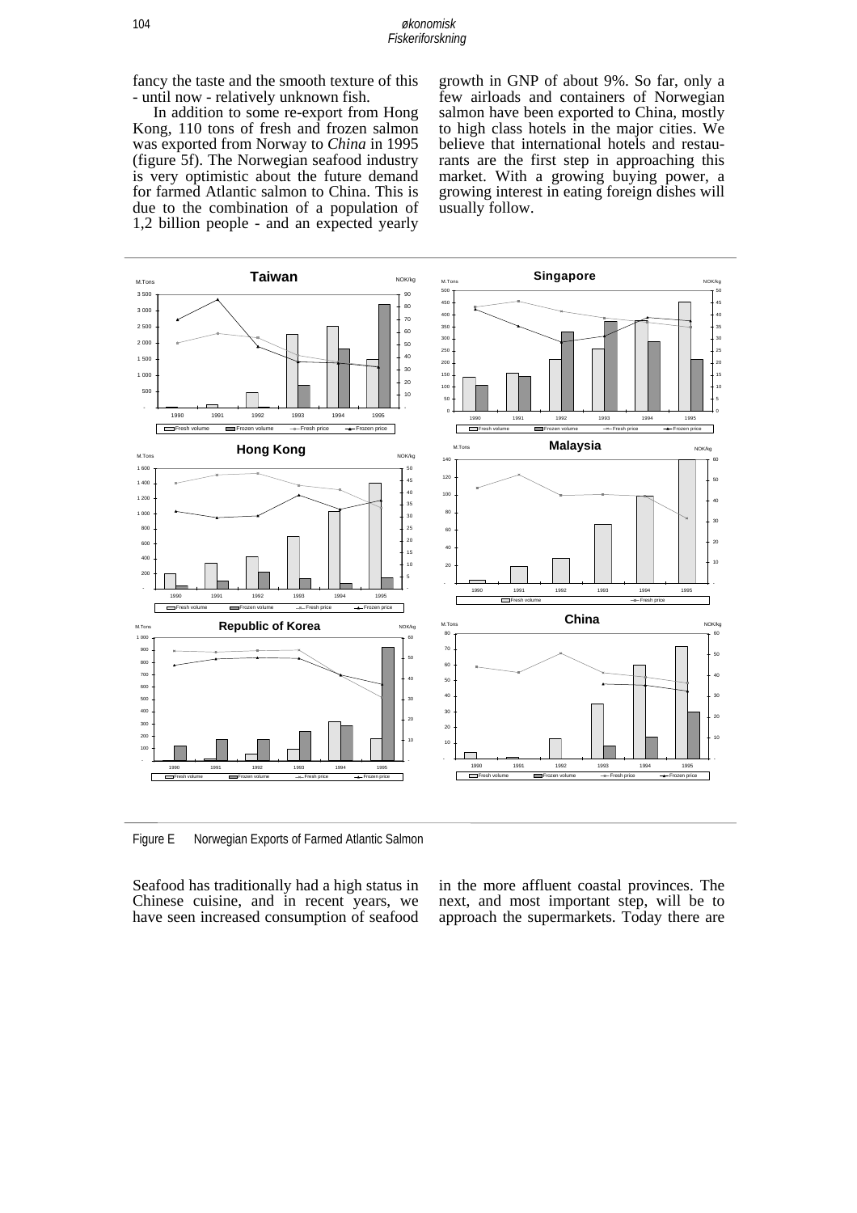fancy the taste and the smooth texture of this - until now - relatively unknown fish.

In addition to some re-export from Hong Kong, 110 tons of fresh and frozen salmon was exported from Norway to *China* in 1995 (figure 5f). The Norwegian seafood industry is very optimistic about the future demand for farmed Atlantic salmon to China. This is due to the combination of a population of 1,2 billion people - and an expected yearly growth in GNP of about 9%. So far, only a few airloads and containers of Norwegian salmon have been exported to China, mostly to high class hotels in the major cities. We believe that international hotels and restaurants are the first step in approaching this market. With a growing buying power, a growing interest in eating foreign dishes will usually follow.

Figure E  Norwegian Exports of Farmed Atlantic Salmon

Seafood has traditionally had a high status in Chinese cuisine, and in recent years, we have seen increased consumption of seafood in the more affluent coastal provinces. The next, and most important step, will be to approach the supermarkets. Today there are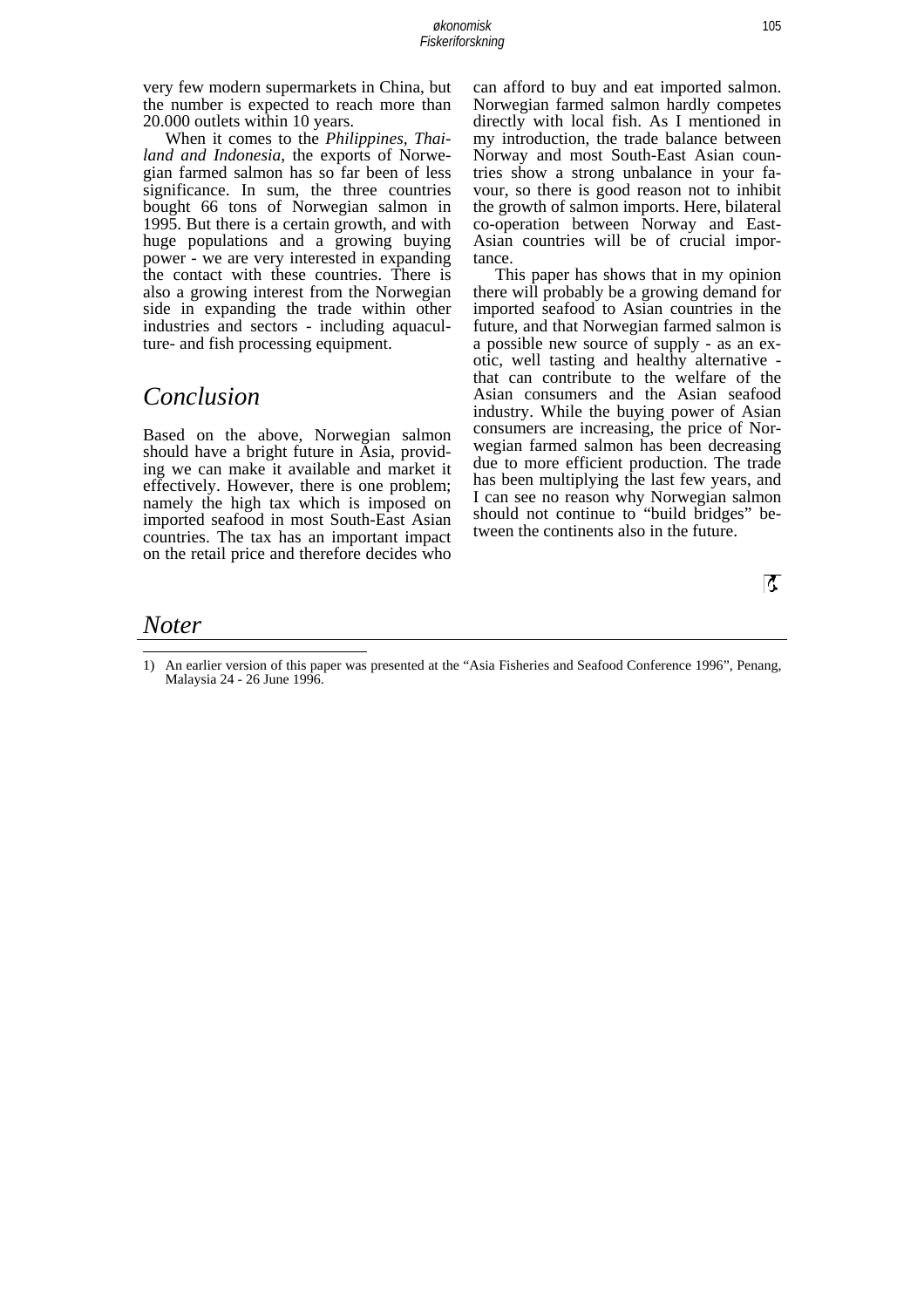very few modern supermarkets in China, but the number is expected to reach more than 20.000 outlets within 10 years.

When it comes to the *Philippines, Thailand and Indonesia*, the exports of Norwegian farmed salmon has so far been of less significance. In sum, the three countries bought 66 tons of Norwegian salmon in 1995. But there is a certain growth, and with huge populations and a growing buying power - we are very interested in expanding the contact with these countries. There is also a growing interest from the Norwegian side in expanding the trade within other industries and sectors - including aquaculture- and fish processing equipment.

## Conclusion

Based on the above, Norwegian salmon should have a bright future in Asia, providing we can make it available and market it effectively. However, there is one problem; namely the high tax which is imposed on imported seafood in most South-East Asian countries. The tax has an important impact on the retail price and therefore decides who can afford to buy and eat imported salmon. Norwegian farmed salmon hardly competes directly with local fish. As I mentioned in my introduction, the trade balance between Norway and most South-East Asian countries show a strong unbalance in your favour, so there is good reason not to inhibit the growth of salmon imports. Here, bilateral co-operation between Norway and East-Asian countries will be of crucial importance.

This paper has shows that in my opinion there will probably be a growing demand for imported seafood to Asian countries in the future, and that Norwegian farmed salmon is a possible new source of supply - as an exotic, well tasting and healthy alternative - that can contribute to the welfare of the Asian consumers and the Asian seafood industry. While the buying power of Asian consumers are increasing, the price of Norwegian farmed salmon has been decreasing due to more efficient production. The trade has been multiplying the last few years, and I can see no reason why Norwegian salmon should not continue to "build bridges" between the continents also in the future.

## Noter

1) An earlier version of this paper was presented at the "Asia Fisheries and Seafood Conference 1996", Penang, Malaysia 24 - 26 June 1996.